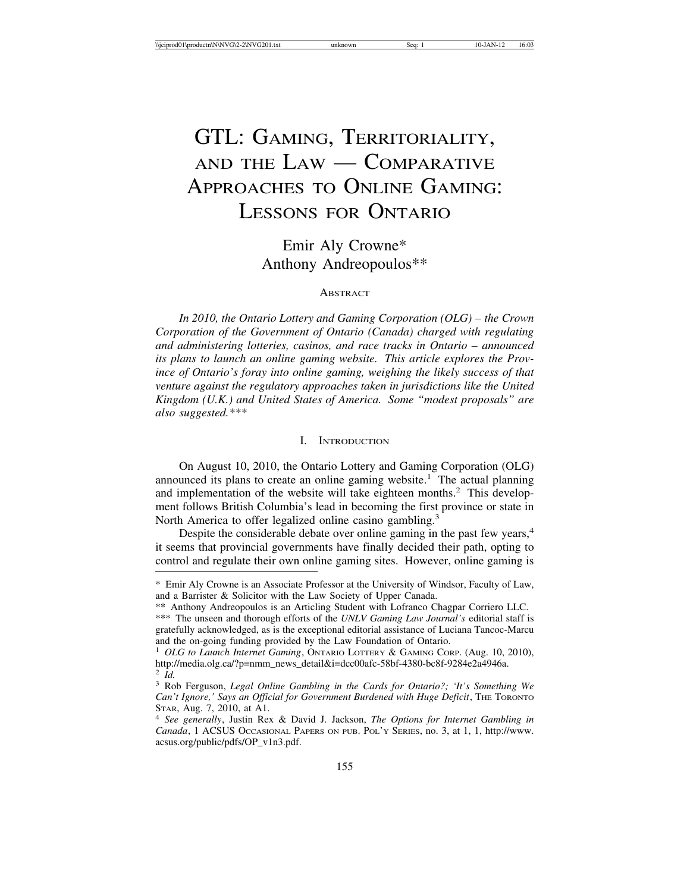# GTL: Gaming, Territoriality, and the Law — Comparative Approaches to Online Gaming: Lessons for Ontario

Emir Aly Crowne*
Anthony Andreopoulos**

## Abstract

*In 2010, the Ontario Lottery and Gaming Corporation (OLG) – the Crown Corporation of the Government of Ontario (Canada) charged with regulating and administering lotteries, casinos, and race tracks in Ontario – announced its plans to launch an online gaming website. This article explores the Province of Ontario's foray into online gaming, weighing the likely success of that venture against the regulatory approaches taken in jurisdictions like the United Kingdom (U.K.) and United States of America. Some "modest proposals" are also suggested.\*\*\**

## I. Introduction

On August 10, 2010, the Ontario Lottery and Gaming Corporation (OLG) announced its plans to create an online gaming website.[1] The actual planning and implementation of the website will take eighteen months.[2] This development follows British Columbia's lead in becoming the first province or state in North America to offer legalized online casino gambling.[3]

Despite the considerable debate over online gaming in the past few years,[4] it seems that provincial governments have finally decided their path, opting to control and regulate their own online gaming sites. However, online gaming is

---

\* Emir Aly Crowne is an Associate Professor at the University of Windsor, Faculty of Law, and a Barrister & Solicitor with the Law Society of Upper Canada.

\*\* Anthony Andreopoulos is an Articling Student with Lofranco Chagpar Corriero LLC.

\*\*\* The unseen and thorough efforts of the *UNLV Gaming Law Journal's* editorial staff is gratefully acknowledged, as is the exceptional editorial assistance of Luciana Tancoc-Marcu and the on-going funding provided by the Law Foundation of Ontario.

[1] *OLG to Launch Internet Gaming*, Ontario Lottery & Gaming Corp. (Aug. 10, 2010), http://media.olg.ca/?p=nmm_news_detail&i=dcc00afc-58bf-4380-bc8f-9284e2a4946a.

[2] *Id.*

[3] Rob Ferguson, *Legal Online Gambling in the Cards for Ontario?; 'It's Something We Can't Ignore,' Says an Official for Government Burdened with Huge Deficit*, The Toronto Star, Aug. 7, 2010, at A1.

[4] *See generally*, Justin Rex & David J. Jackson, *The Options for Internet Gambling in Canada*, 1 ACSUS Occasional Papers on pub. Pol'y Series, no. 3, at 1, 1, http://www.acsus.org/public/pdfs/OP_v1n3.pdf.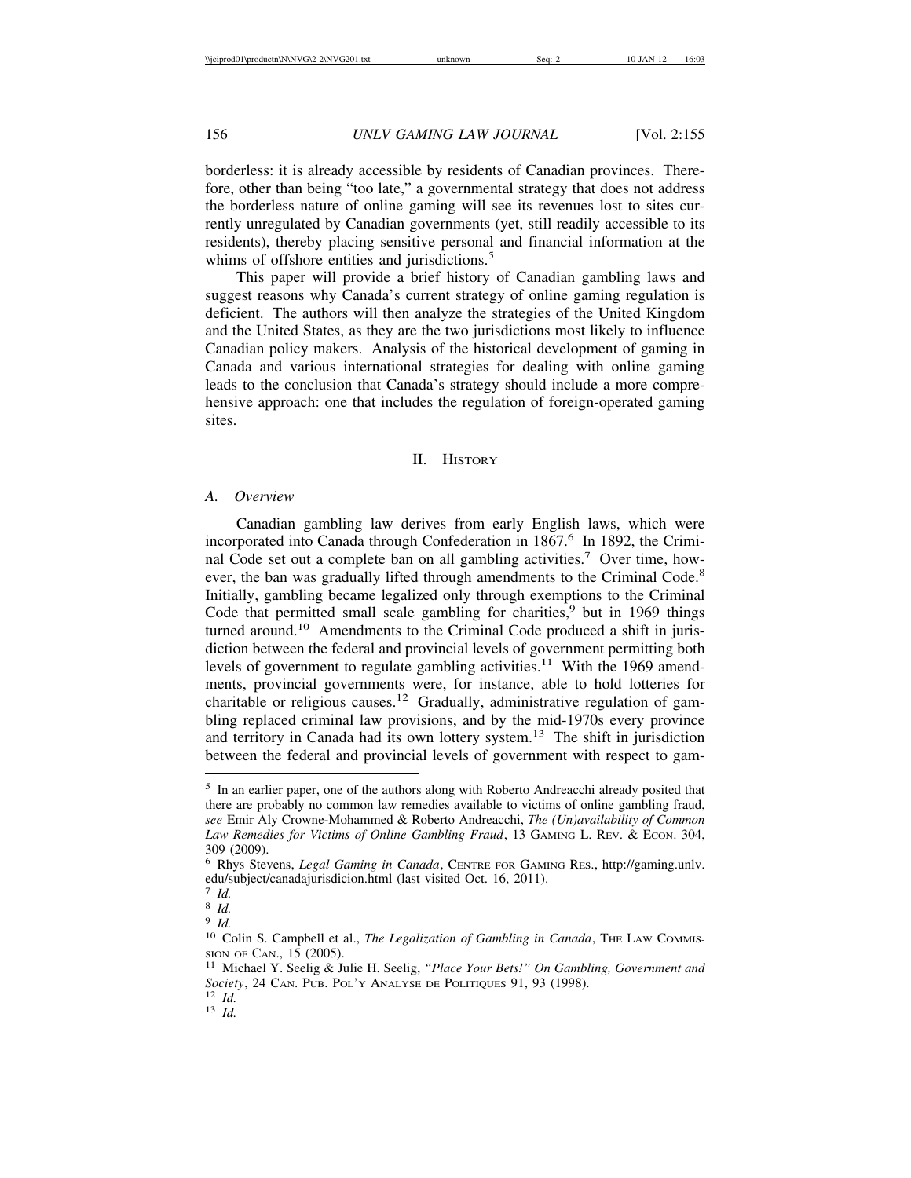borderless: it is already accessible by residents of Canadian provinces. Therefore, other than being "too late," a governmental strategy that does not address the borderless nature of online gaming will see its revenues lost to sites currently unregulated by Canadian governments (yet, still readily accessible to its residents), thereby placing sensitive personal and financial information at the whims of offshore entities and jurisdictions.[5]

This paper will provide a brief history of Canadian gambling laws and suggest reasons why Canada's current strategy of online gaming regulation is deficient. The authors will then analyze the strategies of the United Kingdom and the United States, as they are the two jurisdictions most likely to influence Canadian policy makers. Analysis of the historical development of gaming in Canada and various international strategies for dealing with online gaming leads to the conclusion that Canada's strategy should include a more comprehensive approach: one that includes the regulation of foreign-operated gaming sites.

## II. History

### A. *Overview*

Canadian gambling law derives from early English laws, which were incorporated into Canada through Confederation in 1867.[6] In 1892, the Criminal Code set out a complete ban on all gambling activities.[7] Over time, however, the ban was gradually lifted through amendments to the Criminal Code.[8] Initially, gambling became legalized only through exemptions to the Criminal Code that permitted small scale gambling for charities,[9] but in 1969 things turned around.[10] Amendments to the Criminal Code produced a shift in jurisdiction between the federal and provincial levels of government permitting both levels of government to regulate gambling activities.[11] With the 1969 amendments, provincial governments were, for instance, able to hold lotteries for charitable or religious causes.[12] Gradually, administrative regulation of gambling replaced criminal law provisions, and by the mid-1970s every province and territory in Canada had its own lottery system.[13] The shift in jurisdiction between the federal and provincial levels of government with respect to gam-

---

[5] In an earlier paper, one of the authors along with Roberto Andreacchi already posited that there are probably no common law remedies available to victims of online gambling fraud, *see* Emir Aly Crowne-Mohammed & Roberto Andreacchi, *The (Un)availability of Common Law Remedies for Victims of Online Gambling Fraud*, 13 Gaming L. Rev. & Econ. 304, 309 (2009).

[6] Rhys Stevens, *Legal Gaming in Canada*, Centre for Gaming Res., http://gaming.unlv.edu/subject/canadajurisdicion.html (last visited Oct. 16, 2011).

[7] *Id.*

[8] *Id.*

[9] *Id.*

[10] Colin S. Campbell et al., *The Legalization of Gambling in Canada*, The Law Commission of Can., 15 (2005).

[11] Michael Y. Seelig & Julie H. Seelig, *"Place Your Bets!" On Gambling, Government and Society*, 24 Can. Pub. Pol'y Analyse de Politiques 91, 93 (1998).

[12] *Id.*

[13] *Id.*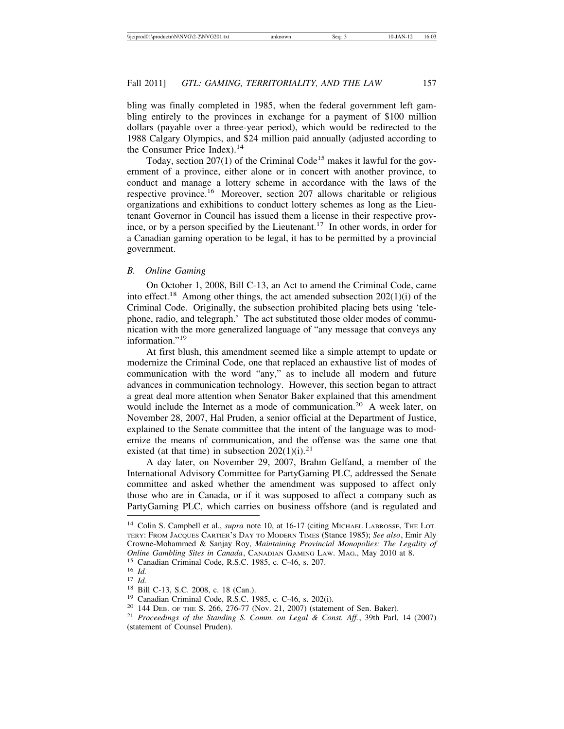bling was finally completed in 1985, when the federal government left gambling entirely to the provinces in exchange for a payment of $100 million dollars (payable over a three-year period), which would be redirected to the 1988 Calgary Olympics, and $24 million paid annually (adjusted according to the Consumer Price Index).[14]

Today, section 207(1) of the Criminal Code[15] makes it lawful for the government of a province, either alone or in concert with another province, to conduct and manage a lottery scheme in accordance with the laws of the respective province.[16] Moreover, section 207 allows charitable or religious organizations and exhibitions to conduct lottery schemes as long as the Lieutenant Governor in Council has issued them a license in their respective province, or by a person specified by the Lieutenant.[17] In other words, in order for a Canadian gaming operation to be legal, it has to be permitted by a provincial government.

### *B. Online Gaming*

On October 1, 2008, Bill C-13, an Act to amend the Criminal Code, came into effect.[18] Among other things, the act amended subsection 202(1)(i) of the Criminal Code. Originally, the subsection prohibited placing bets using 'telephone, radio, and telegraph.' The act substituted those older modes of communication with the more generalized language of "any message that conveys any information."[19]

At first blush, this amendment seemed like a simple attempt to update or modernize the Criminal Code, one that replaced an exhaustive list of modes of communication with the word "any," as to include all modern and future advances in communication technology. However, this section began to attract a great deal more attention when Senator Baker explained that this amendment would include the Internet as a mode of communication.[20] A week later, on November 28, 2007, Hal Pruden, a senior official at the Department of Justice, explained to the Senate committee that the intent of the language was to modernize the means of communication, and the offense was the same one that existed (at that time) in subsection 202(1)(i).[21]

A day later, on November 29, 2007, Brahm Gelfand, a member of the International Advisory Committee for PartyGaming PLC, addressed the Senate committee and asked whether the amendment was supposed to affect only those who are in Canada, or if it was supposed to affect a company such as PartyGaming PLC, which carries on business offshore (and is regulated and

---

[14] Colin S. Campbell et al., *supra* note 10, at 16-17 (citing Michael Labrosse, The Lottery: From Jacques Cartier's Day to Modern Times (Stance 1985); *See also*, Emir Aly Crowne-Mohammed & Sanjay Roy, *Maintaining Provincial Monopolies: The Legality of Online Gambling Sites in Canada*, Canadian Gaming Law. Mag., May 2010 at 8.

[15] Canadian Criminal Code, R.S.C. 1985, c. C-46, s. 207.

[16] *Id.*

[17] *Id.*

[18] Bill C-13, S.C. 2008, c. 18 (Can.).

[19] Canadian Criminal Code, R.S.C. 1985, c. C-46, s. 202(i).

[20] 144 Deb. of the S. 266, 276-77 (Nov. 21, 2007) (statement of Sen. Baker).

[21] *Proceedings of the Standing S. Comm. on Legal & Const. Aff.*, 39th Parl, 14 (2007) (statement of Counsel Pruden).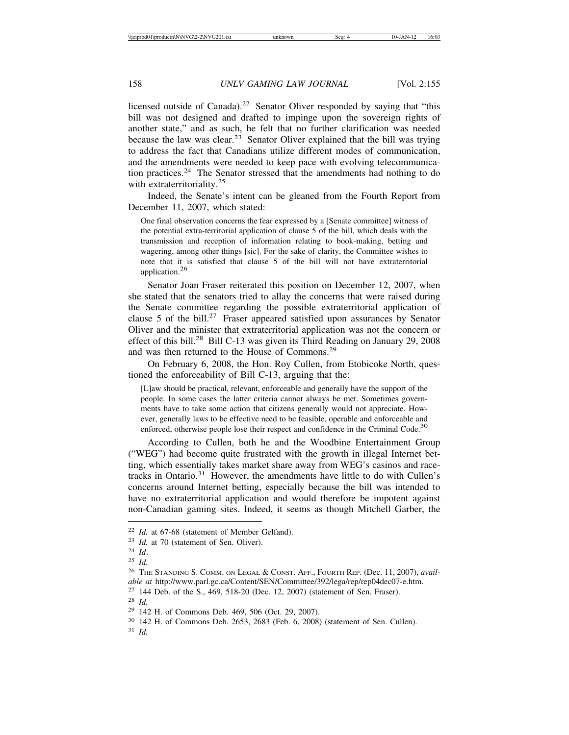licensed outside of Canada).[22] Senator Oliver responded by saying that "this bill was not designed and drafted to impinge upon the sovereign rights of another state," and as such, he felt that no further clarification was needed because the law was clear.[23] Senator Oliver explained that the bill was trying to address the fact that Canadians utilize different modes of communication, and the amendments were needed to keep pace with evolving telecommunication practices.[24] The Senator stressed that the amendments had nothing to do with extraterritoriality.[25]

Indeed, the Senate's intent can be gleaned from the Fourth Report from December 11, 2007, which stated:

> One final observation concerns the fear expressed by a [Senate committee] witness of the potential extra-territorial application of clause 5 of the bill, which deals with the transmission and reception of information relating to book-making, betting and wagering, among other things [sic]. For the sake of clarity, the Committee wishes to note that it is satisfied that clause 5 of the bill will not have extraterritorial application.[26]

Senator Joan Fraser reiterated this position on December 12, 2007, when she stated that the senators tried to allay the concerns that were raised during the Senate committee regarding the possible extraterritorial application of clause 5 of the bill.[27] Fraser appeared satisfied upon assurances by Senator Oliver and the minister that extraterritorial application was not the concern or effect of this bill.[28] Bill C-13 was given its Third Reading on January 29, 2008 and was then returned to the House of Commons.[29]

On February 6, 2008, the Hon. Roy Cullen, from Etobicoke North, questioned the enforceability of Bill C-13, arguing that the:

> [L]aw should be practical, relevant, enforceable and generally have the support of the people. In some cases the latter criteria cannot always be met. Sometimes governments have to take some action that citizens generally would not appreciate. However, generally laws to be effective need to be feasible, operable and enforceable and enforced, otherwise people lose their respect and confidence in the Criminal Code.[30]

According to Cullen, both he and the Woodbine Entertainment Group ("WEG") had become quite frustrated with the growth in illegal Internet betting, which essentially takes market share away from WEG's casinos and racetracks in Ontario.[31] However, the amendments have little to do with Cullen's concerns around Internet betting, especially because the bill was intended to have no extraterritorial application and would therefore be impotent against non-Canadian gaming sites. Indeed, it seems as though Mitchell Garber, the

---

[22] *Id.* at 67-68 (statement of Member Gelfand).

[23] *Id.* at 70 (statement of Sen. Oliver).

[24] *Id*.

[25] *Id.*

[26] THE STANDING S. COMM. ON LEGAL & CONST. AFF., FOURTH REP. (Dec. 11, 2007), *available at* http://www.parl.gc.ca/Content/SEN/Committee/392/lega/rep/rep04dec07-e.htm.

[27] 144 Deb. of the S., 469, 518-20 (Dec. 12, 2007) (statement of Sen. Fraser).

[28] *Id.*

[29] 142 H. of Commons Deb. 469, 506 (Oct. 29, 2007).

[30] 142 H. of Commons Deb. 2653, 2683 (Feb. 6, 2008) (statement of Sen. Cullen).

[31] *Id.*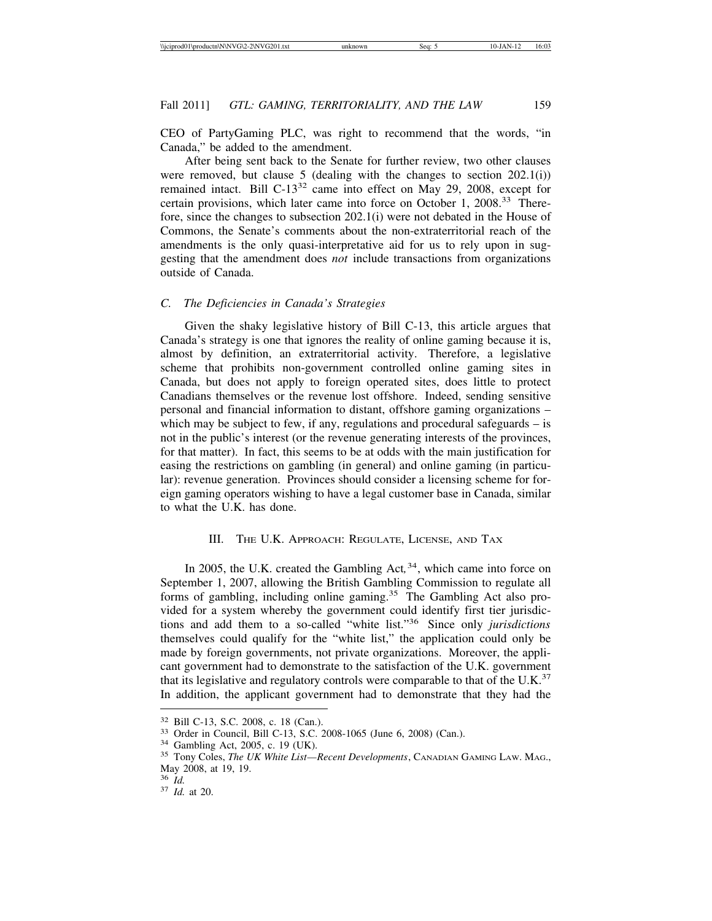CEO of PartyGaming PLC, was right to recommend that the words, "in Canada," be added to the amendment.

After being sent back to the Senate for further review, two other clauses were removed, but clause 5 (dealing with the changes to section 202.1(i)) remained intact. Bill C-13[32] came into effect on May 29, 2008, except for certain provisions, which later came into force on October 1, 2008.[33] Therefore, since the changes to subsection 202.1(i) were not debated in the House of Commons, the Senate's comments about the non-extraterritorial reach of the amendments is the only quasi-interpretative aid for us to rely upon in suggesting that the amendment does *not* include transactions from organizations outside of Canada.

### C. *The Deficiencies in Canada's Strategies*

Given the shaky legislative history of Bill C-13, this article argues that Canada's strategy is one that ignores the reality of online gaming because it is, almost by definition, an extraterritorial activity. Therefore, a legislative scheme that prohibits non-government controlled online gaming sites in Canada, but does not apply to foreign operated sites, does little to protect Canadians themselves or the revenue lost offshore. Indeed, sending sensitive personal and financial information to distant, offshore gaming organizations – which may be subject to few, if any, regulations and procedural safeguards – is not in the public's interest (or the revenue generating interests of the provinces, for that matter). In fact, this seems to be at odds with the main justification for easing the restrictions on gambling (in general) and online gaming (in particular): revenue generation. Provinces should consider a licensing scheme for foreign gaming operators wishing to have a legal customer base in Canada, similar to what the U.K. has done.

## III. The U.K. Approach: Regulate, License, and Tax

In 2005, the U.K. created the Gambling Act*,*[34], which came into force on September 1, 2007, allowing the British Gambling Commission to regulate all forms of gambling, including online gaming.[35] The Gambling Act also provided for a system whereby the government could identify first tier jurisdictions and add them to a so-called "white list."[36] Since only *jurisdictions* themselves could qualify for the "white list," the application could only be made by foreign governments, not private organizations. Moreover, the applicant government had to demonstrate to the satisfaction of the U.K. government that its legislative and regulatory controls were comparable to that of the U.K.[37] In addition, the applicant government had to demonstrate that they had the

---

[32] Bill C-13, S.C. 2008, c. 18 (Can.).

[33] Order in Council, Bill C-13, S.C. 2008-1065 (June 6, 2008) (Can.).

[34] Gambling Act, 2005, c. 19 (UK).

[35] Tony Coles, *The UK White List—Recent Developments*, Canadian Gaming Law. Mag., May 2008, at 19, 19.

[36] *Id.*

[37] *Id.* at 20.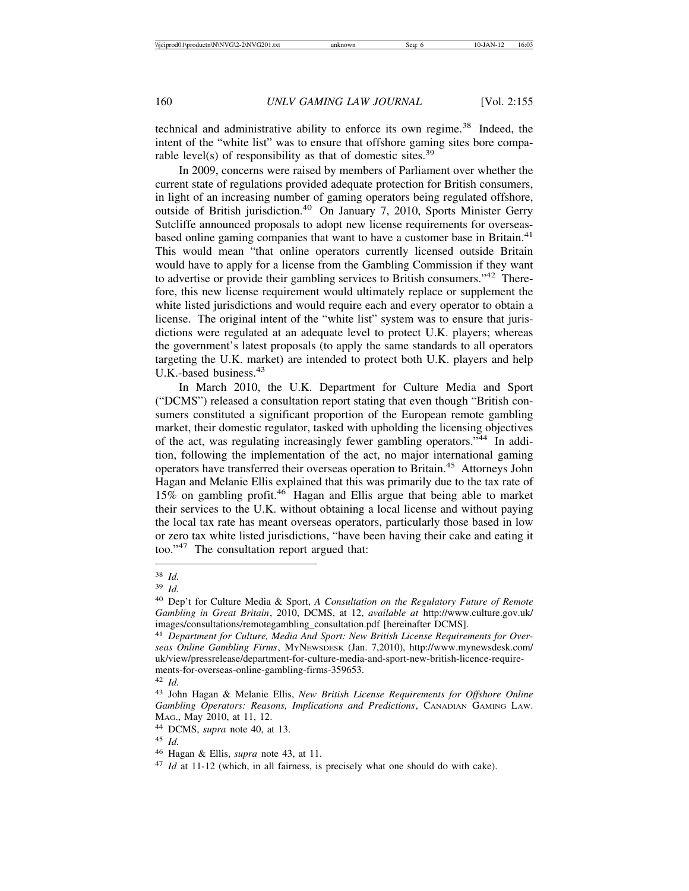technical and administrative ability to enforce its own regime.[38] Indeed, the intent of the "white list" was to ensure that offshore gaming sites bore comparable level(s) of responsibility as that of domestic sites.[39]

In 2009, concerns were raised by members of Parliament over whether the current state of regulations provided adequate protection for British consumers, in light of an increasing number of gaming operators being regulated offshore, outside of British jurisdiction.[40] On January 7, 2010, Sports Minister Gerry Sutcliffe announced proposals to adopt new license requirements for overseas-based online gaming companies that want to have a customer base in Britain.[41] This would mean "that online operators currently licensed outside Britain would have to apply for a license from the Gambling Commission if they want to advertise or provide their gambling services to British consumers."[42] Therefore, this new license requirement would ultimately replace or supplement the white listed jurisdictions and would require each and every operator to obtain a license. The original intent of the "white list" system was to ensure that jurisdictions were regulated at an adequate level to protect U.K. players; whereas the government's latest proposals (to apply the same standards to all operators targeting the U.K. market) are intended to protect both U.K. players and help U.K.-based business.[43]

In March 2010, the U.K. Department for Culture Media and Sport ("DCMS") released a consultation report stating that even though "British consumers constituted a significant proportion of the European remote gambling market, their domestic regulator, tasked with upholding the licensing objectives of the act, was regulating increasingly fewer gambling operators."[44] In addition, following the implementation of the act, no major international gaming operators have transferred their overseas operation to Britain.[45] Attorneys John Hagan and Melanie Ellis explained that this was primarily due to the tax rate of 15% on gambling profit.[46] Hagan and Ellis argue that being able to market their services to the U.K. without obtaining a local license and without paying the local tax rate has meant overseas operators, particularly those based in low or zero tax white listed jurisdictions, "have been having their cake and eating it too."[47] The consultation report argued that:

---

[38] *Id.*

[39] *Id.*

[40] Dep't for Culture Media & Sport, *A Consultation on the Regulatory Future of Remote Gambling in Great Britain*, 2010, DCMS, at 12, *available at* http://www.culture.gov.uk/images/consultations/remotegambling_consultation.pdf [hereinafter DCMS].

[41] *Department for Culture, Media And Sport: New British License Requirements for Overseas Online Gambling Firms*, MYNEWSDESK (Jan. 7,2010), http://www.mynewsdesk.com/uk/view/pressrelease/department-for-culture-media-and-sport-new-british-licence-requirements-for-overseas-online-gambling-firms-359653.

[42] *Id.*

[43] John Hagan & Melanie Ellis, *New British License Requirements for Offshore Online Gambling Operators: Reasons, Implications and Predictions*, CANADIAN GAMING LAW. MAG., May 2010, at 11, 12.

[44] DCMS, *supra* note 40, at 13.

[45] *Id.*

[46] Hagan & Ellis, *supra* note 43, at 11.

[47] *Id* at 11-12 (which, in all fairness, is precisely what one should do with cake).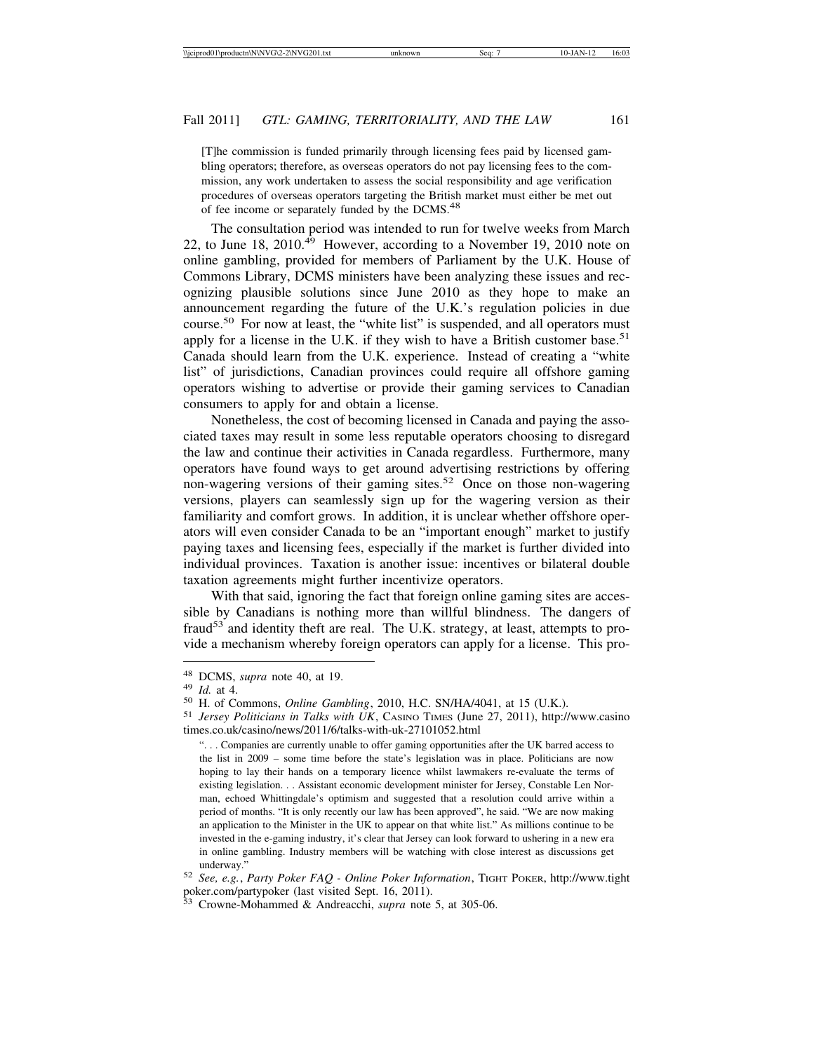> [T]he commission is funded primarily through licensing fees paid by licensed gambling operators; therefore, as overseas operators do not pay licensing fees to the commission, any work undertaken to assess the social responsibility and age verification procedures of overseas operators targeting the British market must either be met out of fee income or separately funded by the DCMS.[48]

The consultation period was intended to run for twelve weeks from March 22, to June 18, 2010.[49] However, according to a November 19, 2010 note on online gambling, provided for members of Parliament by the U.K. House of Commons Library, DCMS ministers have been analyzing these issues and recognizing plausible solutions since June 2010 as they hope to make an announcement regarding the future of the U.K.'s regulation policies in due course.[50] For now at least, the "white list" is suspended, and all operators must apply for a license in the U.K. if they wish to have a British customer base.[51] Canada should learn from the U.K. experience. Instead of creating a "white list" of jurisdictions, Canadian provinces could require all offshore gaming operators wishing to advertise or provide their gaming services to Canadian consumers to apply for and obtain a license.

Nonetheless, the cost of becoming licensed in Canada and paying the associated taxes may result in some less reputable operators choosing to disregard the law and continue their activities in Canada regardless. Furthermore, many operators have found ways to get around advertising restrictions by offering non-wagering versions of their gaming sites.[52] Once on those non-wagering versions, players can seamlessly sign up for the wagering version as their familiarity and comfort grows. In addition, it is unclear whether offshore operators will even consider Canada to be an "important enough" market to justify paying taxes and licensing fees, especially if the market is further divided into individual provinces. Taxation is another issue: incentives or bilateral double taxation agreements might further incentivize operators.

With that said, ignoring the fact that foreign online gaming sites are accessible by Canadians is nothing more than willful blindness. The dangers of fraud[53] and identity theft are real. The U.K. strategy, at least, attempts to provide a mechanism whereby foreign operators can apply for a license. This pro-

---

[48] DCMS, *supra* note 40, at 19.

[49] *Id.* at 4.

[50] H. of Commons, *Online Gambling*, 2010, H.C. SN/HA/4041, at 15 (U.K.).

[51] *Jersey Politicians in Talks with UK*, CASINO TIMES (June 27, 2011), http://www.casinotimes.co.uk/casino/news/2011/6/talks-with-uk-27101052.html

> ". . . Companies are currently unable to offer gaming opportunities after the UK barred access to the list in 2009 – some time before the state's legislation was in place. Politicians are now hoping to lay their hands on a temporary licence whilst lawmakers re-evaluate the terms of existing legislation. . . Assistant economic development minister for Jersey, Constable Len Norman, echoed Whittingdale's optimism and suggested that a resolution could arrive within a period of months. "It is only recently our law has been approved", he said. "We are now making an application to the Minister in the UK to appear on that white list." As millions continue to be invested in the e-gaming industry, it's clear that Jersey can look forward to ushering in a new era in online gambling. Industry members will be watching with close interest as discussions get underway."

[52] *See, e.g.*, *Party Poker FAQ - Online Poker Information*, TIGHT POKER, http://www.tightpoker.com/partypoker (last visited Sept. 16, 2011).

[53] Crowne-Mohammed & Andreacchi, *supra* note 5, at 305-06.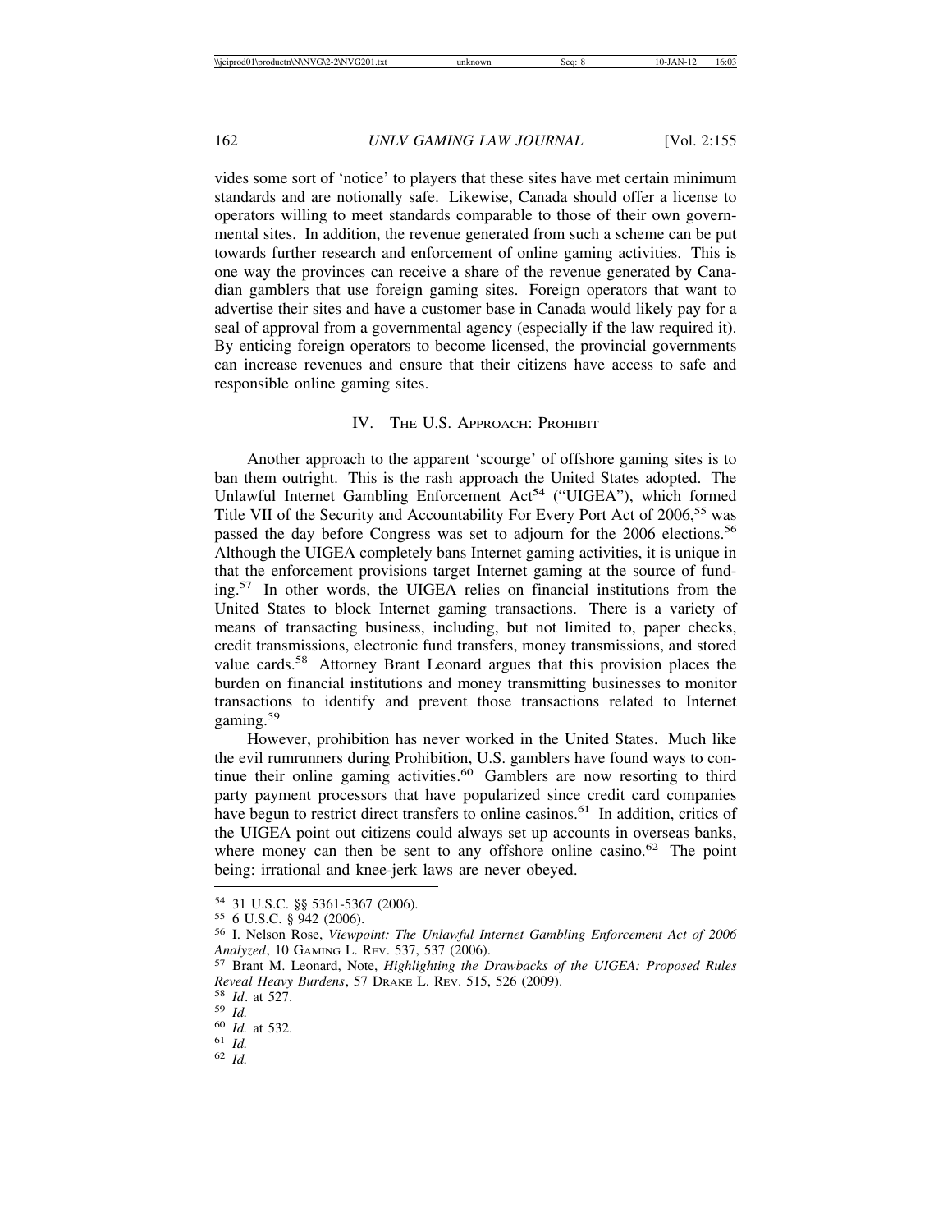vides some sort of 'notice' to players that these sites have met certain minimum standards and are notionally safe. Likewise, Canada should offer a license to operators willing to meet standards comparable to those of their own governmental sites. In addition, the revenue generated from such a scheme can be put towards further research and enforcement of online gaming activities. This is one way the provinces can receive a share of the revenue generated by Canadian gamblers that use foreign gaming sites. Foreign operators that want to advertise their sites and have a customer base in Canada would likely pay for a seal of approval from a governmental agency (especially if the law required it). By enticing foreign operators to become licensed, the provincial governments can increase revenues and ensure that their citizens have access to safe and responsible online gaming sites.

## IV. The U.S. Approach: Prohibit

Another approach to the apparent 'scourge' of offshore gaming sites is to ban them outright. This is the rash approach the United States adopted. The Unlawful Internet Gambling Enforcement Act[54] ("UIGEA"), which formed Title VII of the Security and Accountability For Every Port Act of 2006,[55] was passed the day before Congress was set to adjourn for the 2006 elections.[56] Although the UIGEA completely bans Internet gaming activities, it is unique in that the enforcement provisions target Internet gaming at the source of funding.[57] In other words, the UIGEA relies on financial institutions from the United States to block Internet gaming transactions. There is a variety of means of transacting business, including, but not limited to, paper checks, credit transmissions, electronic fund transfers, money transmissions, and stored value cards.[58] Attorney Brant Leonard argues that this provision places the burden on financial institutions and money transmitting businesses to monitor transactions to identify and prevent those transactions related to Internet gaming.[59]

However, prohibition has never worked in the United States. Much like the evil rumrunners during Prohibition, U.S. gamblers have found ways to continue their online gaming activities.[60] Gamblers are now resorting to third party payment processors that have popularized since credit card companies have begun to restrict direct transfers to online casinos.[61] In addition, critics of the UIGEA point out citizens could always set up accounts in overseas banks, where money can then be sent to any offshore online casino.[62] The point being: irrational and knee-jerk laws are never obeyed.

---

[54] 31 U.S.C. §§ 5361-5367 (2006).

[55] 6 U.S.C. § 942 (2006).

[56] I. Nelson Rose, *Viewpoint: The Unlawful Internet Gambling Enforcement Act of 2006 Analyzed*, 10 Gaming L. Rev. 537, 537 (2006).

[57] Brant M. Leonard, Note, *Highlighting the Drawbacks of the UIGEA: Proposed Rules Reveal Heavy Burdens*, 57 Drake L. Rev. 515, 526 (2009).

[58] *Id*. at 527.

[59] *Id.*

[60] *Id.* at 532.

[61] *Id.*

[62] *Id.*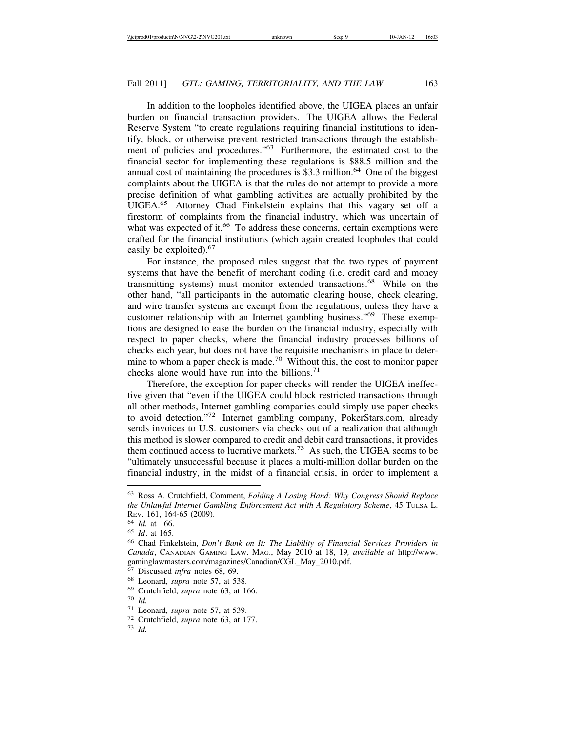In addition to the loopholes identified above, the UIGEA places an unfair burden on financial transaction providers. The UIGEA allows the Federal Reserve System "to create regulations requiring financial institutions to identify, block, or otherwise prevent restricted transactions through the establishment of policies and procedures."[63] Furthermore, the estimated cost to the financial sector for implementing these regulations is $88.5 million and the annual cost of maintaining the procedures is $3.3 million.[64] One of the biggest complaints about the UIGEA is that the rules do not attempt to provide a more precise definition of what gambling activities are actually prohibited by the UIGEA.[65] Attorney Chad Finkelstein explains that this vagary set off a firestorm of complaints from the financial industry, which was uncertain of what was expected of it.[66] To address these concerns, certain exemptions were crafted for the financial institutions (which again created loopholes that could easily be exploited).[67]

For instance, the proposed rules suggest that the two types of payment systems that have the benefit of merchant coding (i.e. credit card and money transmitting systems) must monitor extended transactions.[68] While on the other hand, "all participants in the automatic clearing house, check clearing, and wire transfer systems are exempt from the regulations, unless they have a customer relationship with an Internet gambling business."[69] These exemptions are designed to ease the burden on the financial industry, especially with respect to paper checks, where the financial industry processes billions of checks each year, but does not have the requisite mechanisms in place to determine to whom a paper check is made.[70] Without this, the cost to monitor paper checks alone would have run into the billions.[71]

Therefore, the exception for paper checks will render the UIGEA ineffective given that "even if the UIGEA could block restricted transactions through all other methods, Internet gambling companies could simply use paper checks to avoid detection."[72] Internet gambling company, PokerStars.com, already sends invoices to U.S. customers via checks out of a realization that although this method is slower compared to credit and debit card transactions, it provides them continued access to lucrative markets.[73] As such, the UIGEA seems to be "ultimately unsuccessful because it places a multi-million dollar burden on the financial industry, in the midst of a financial crisis, in order to implement a

---

[63] Ross A. Crutchfield, Comment, *Folding A Losing Hand: Why Congress Should Replace the Unlawful Internet Gambling Enforcement Act with A Regulatory Scheme*, 45 TULSA L. REV. 161, 164-65 (2009).

[64] *Id.* at 166.

[65] *Id*. at 165.

[66] Chad Finkelstein, *Don't Bank on It: The Liability of Financial Services Providers in Canada*, CANADIAN GAMING LAW. MAG., May 2010 at 18, 19*, available at* http://www.gaminglawmasters.com/magazines/Canadian/CGL_May_2010.pdf.

[67] Discussed *infra* notes 68, 69.

[68] Leonard, *supra* note 57, at 538.

[69] Crutchfield, *supra* note 63, at 166.

[70] *Id.*

[71] Leonard, *supra* note 57, at 539.

[72] Crutchfield, *supra* note 63, at 177.

[73] *Id.*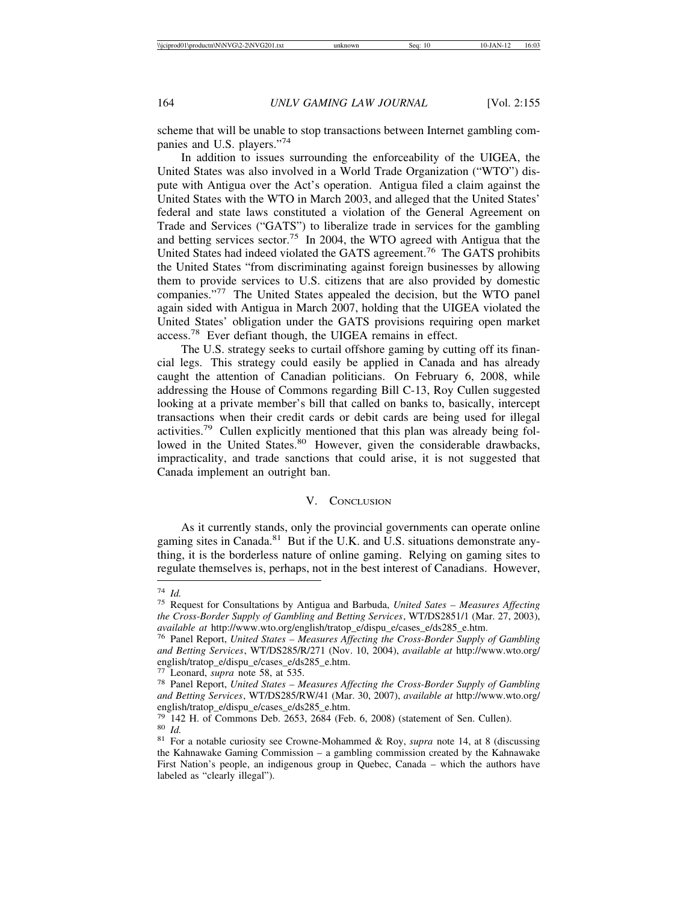scheme that will be unable to stop transactions between Internet gambling companies and U.S. players."[74]

In addition to issues surrounding the enforceability of the UIGEA, the United States was also involved in a World Trade Organization ("WTO") dispute with Antigua over the Act's operation. Antigua filed a claim against the United States with the WTO in March 2003, and alleged that the United States' federal and state laws constituted a violation of the General Agreement on Trade and Services ("GATS") to liberalize trade in services for the gambling and betting services sector.[75] In 2004, the WTO agreed with Antigua that the United States had indeed violated the GATS agreement.[76] The GATS prohibits the United States "from discriminating against foreign businesses by allowing them to provide services to U.S. citizens that are also provided by domestic companies."[77] The United States appealed the decision, but the WTO panel again sided with Antigua in March 2007, holding that the UIGEA violated the United States' obligation under the GATS provisions requiring open market access.[78] Ever defiant though, the UIGEA remains in effect.

The U.S. strategy seeks to curtail offshore gaming by cutting off its financial legs. This strategy could easily be applied in Canada and has already caught the attention of Canadian politicians. On February 6, 2008, while addressing the House of Commons regarding Bill C-13, Roy Cullen suggested looking at a private member's bill that called on banks to, basically, intercept transactions when their credit cards or debit cards are being used for illegal activities.[79] Cullen explicitly mentioned that this plan was already being followed in the United States.[80] However, given the considerable drawbacks, impracticality, and trade sanctions that could arise, it is not suggested that Canada implement an outright ban.

## V. Conclusion

As it currently stands, only the provincial governments can operate online gaming sites in Canada.[81] But if the U.K. and U.S. situations demonstrate anything, it is the borderless nature of online gaming. Relying on gaming sites to regulate themselves is, perhaps, not in the best interest of Canadians. However,

---

[74] *Id.*

[75] Request for Consultations by Antigua and Barbuda, *United Sates – Measures Affecting the Cross-Border Supply of Gambling and Betting Services*, WT/DS2851/1 (Mar. 27, 2003), *available at* http://www.wto.org/english/tratop_e/dispu_e/cases_e/ds285_e.htm.

[76] Panel Report, *United States – Measures Affecting the Cross-Border Supply of Gambling and Betting Services*, WT/DS285/R/271 (Nov. 10, 2004), *available at* http://www.wto.org/english/tratop_e/dispu_e/cases_e/ds285_e.htm.

[77] Leonard, *supra* note 58, at 535.

[78] Panel Report, *United States – Measures Affecting the Cross-Border Supply of Gambling and Betting Services*, WT/DS285/RW/41 (Mar. 30, 2007), *available at* http://www.wto.org/english/tratop_e/dispu_e/cases_e/ds285_e.htm.

[79] 142 H. of Commons Deb. 2653, 2684 (Feb. 6, 2008) (statement of Sen. Cullen).

[80] *Id.*

[81] For a notable curiosity see Crowne-Mohammed & Roy, *supra* note 14, at 8 (discussing the Kahnawake Gaming Commission – a gambling commission created by the Kahnawake First Nation's people, an indigenous group in Quebec, Canada – which the authors have labeled as "clearly illegal").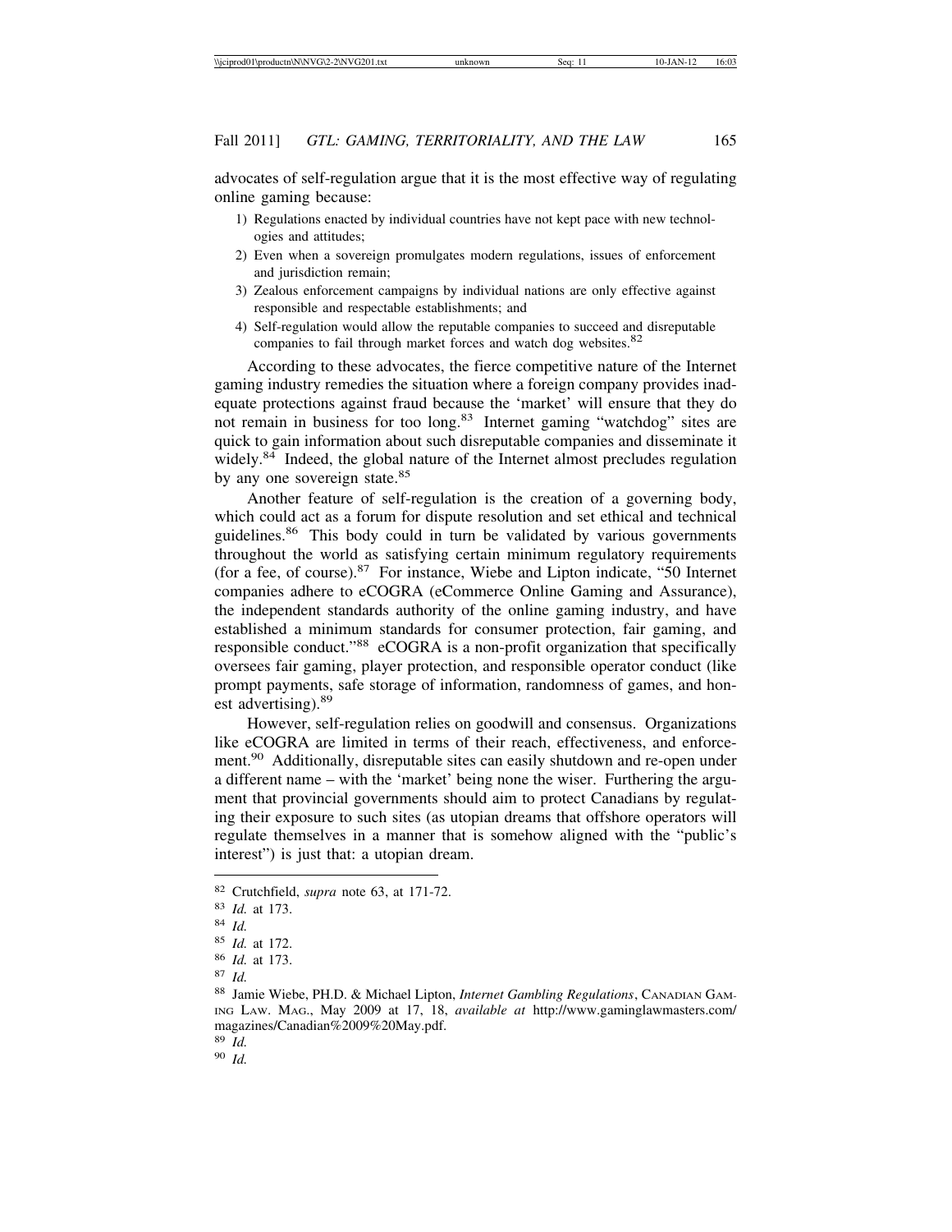advocates of self-regulation argue that it is the most effective way of regulating online gaming because:

1) Regulations enacted by individual countries have not kept pace with new technologies and attitudes;
2) Even when a sovereign promulgates modern regulations, issues of enforcement and jurisdiction remain;
3) Zealous enforcement campaigns by individual nations are only effective against responsible and respectable establishments; and
4) Self-regulation would allow the reputable companies to succeed and disreputable companies to fail through market forces and watch dog websites.[82]

According to these advocates, the fierce competitive nature of the Internet gaming industry remedies the situation where a foreign company provides inadequate protections against fraud because the 'market' will ensure that they do not remain in business for too long.[83] Internet gaming "watchdog" sites are quick to gain information about such disreputable companies and disseminate it widely.[84] Indeed, the global nature of the Internet almost precludes regulation by any one sovereign state.[85]

Another feature of self-regulation is the creation of a governing body, which could act as a forum for dispute resolution and set ethical and technical guidelines.[86] This body could in turn be validated by various governments throughout the world as satisfying certain minimum regulatory requirements (for a fee, of course).[87] For instance, Wiebe and Lipton indicate, "50 Internet companies adhere to eCOGRA (eCommerce Online Gaming and Assurance), the independent standards authority of the online gaming industry, and have established a minimum standards for consumer protection, fair gaming, and responsible conduct."[88] eCOGRA is a non-profit organization that specifically oversees fair gaming, player protection, and responsible operator conduct (like prompt payments, safe storage of information, randomness of games, and honest advertising).[89]

However, self-regulation relies on goodwill and consensus. Organizations like eCOGRA are limited in terms of their reach, effectiveness, and enforcement.[90] Additionally, disreputable sites can easily shutdown and re-open under a different name – with the 'market' being none the wiser. Furthering the argument that provincial governments should aim to protect Canadians by regulating their exposure to such sites (as utopian dreams that offshore operators will regulate themselves in a manner that is somehow aligned with the "public's interest") is just that: a utopian dream.

---

[82] Crutchfield, *supra* note 63, at 171-72.

[83] *Id.* at 173.

[84] *Id.*

[85] *Id.* at 172.

[86] *Id.* at 173.

[87] *Id.*

[88] Jamie Wiebe, PH.D. & Michael Lipton, *Internet Gambling Regulations*, CANADIAN GAMING LAW. MAG., May 2009 at 17, 18, *available at* http://www.gaminglawmasters.com/magazines/Canadian%2009%20May.pdf.

[89] *Id.*

[90] *Id.*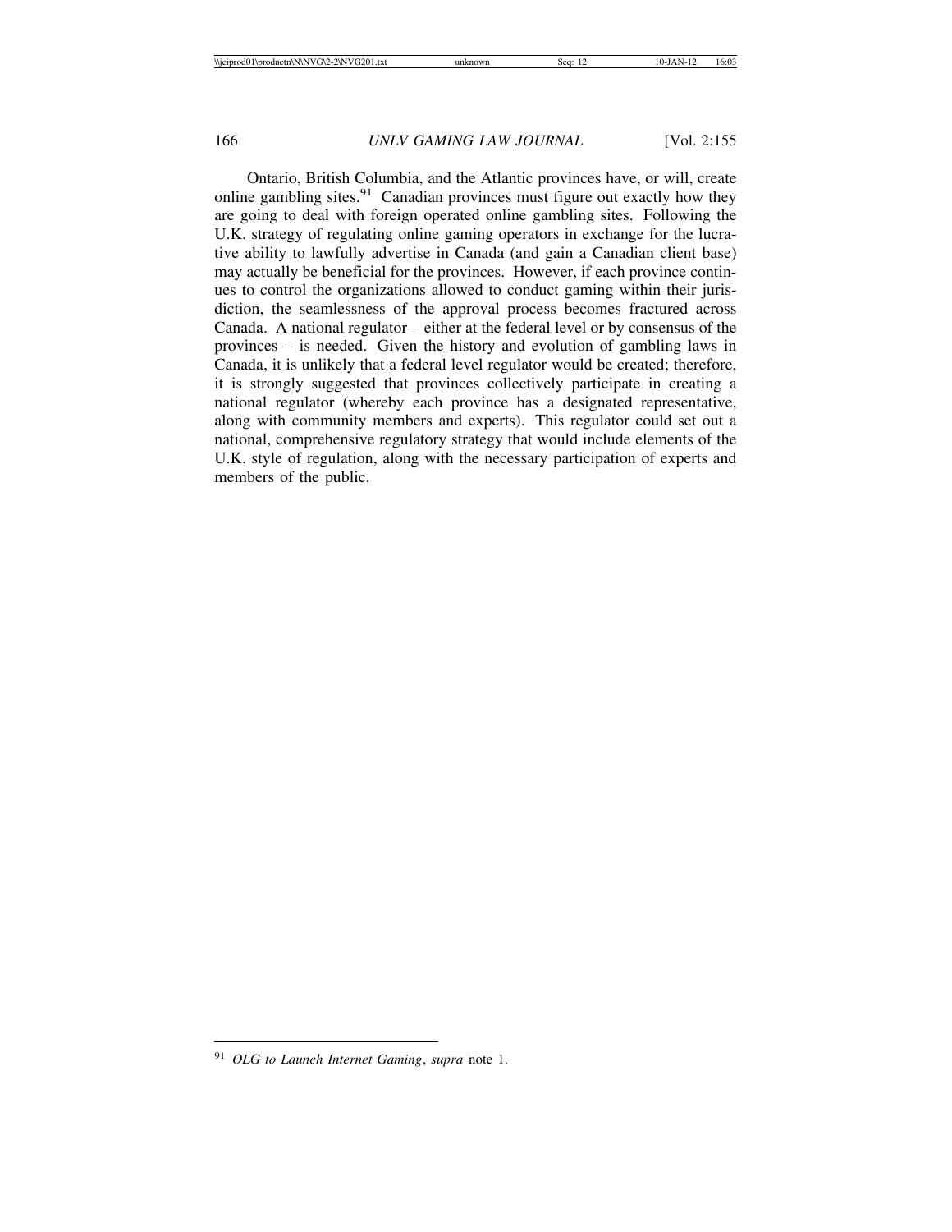Ontario, British Columbia, and the Atlantic provinces have, or will, create online gambling sites.[91] Canadian provinces must figure out exactly how they are going to deal with foreign operated online gambling sites. Following the U.K. strategy of regulating online gaming operators in exchange for the lucrative ability to lawfully advertise in Canada (and gain a Canadian client base) may actually be beneficial for the provinces. However, if each province continues to control the organizations allowed to conduct gaming within their jurisdiction, the seamlessness of the approval process becomes fractured across Canada. A national regulator – either at the federal level or by consensus of the provinces – is needed. Given the history and evolution of gambling laws in Canada, it is unlikely that a federal level regulator would be created; therefore, it is strongly suggested that provinces collectively participate in creating a national regulator (whereby each province has a designated representative, along with community members and experts). This regulator could set out a national, comprehensive regulatory strategy that would include elements of the U.K. style of regulation, along with the necessary participation of experts and members of the public.

---

[91] *OLG to Launch Internet Gaming*, *supra* note 1.